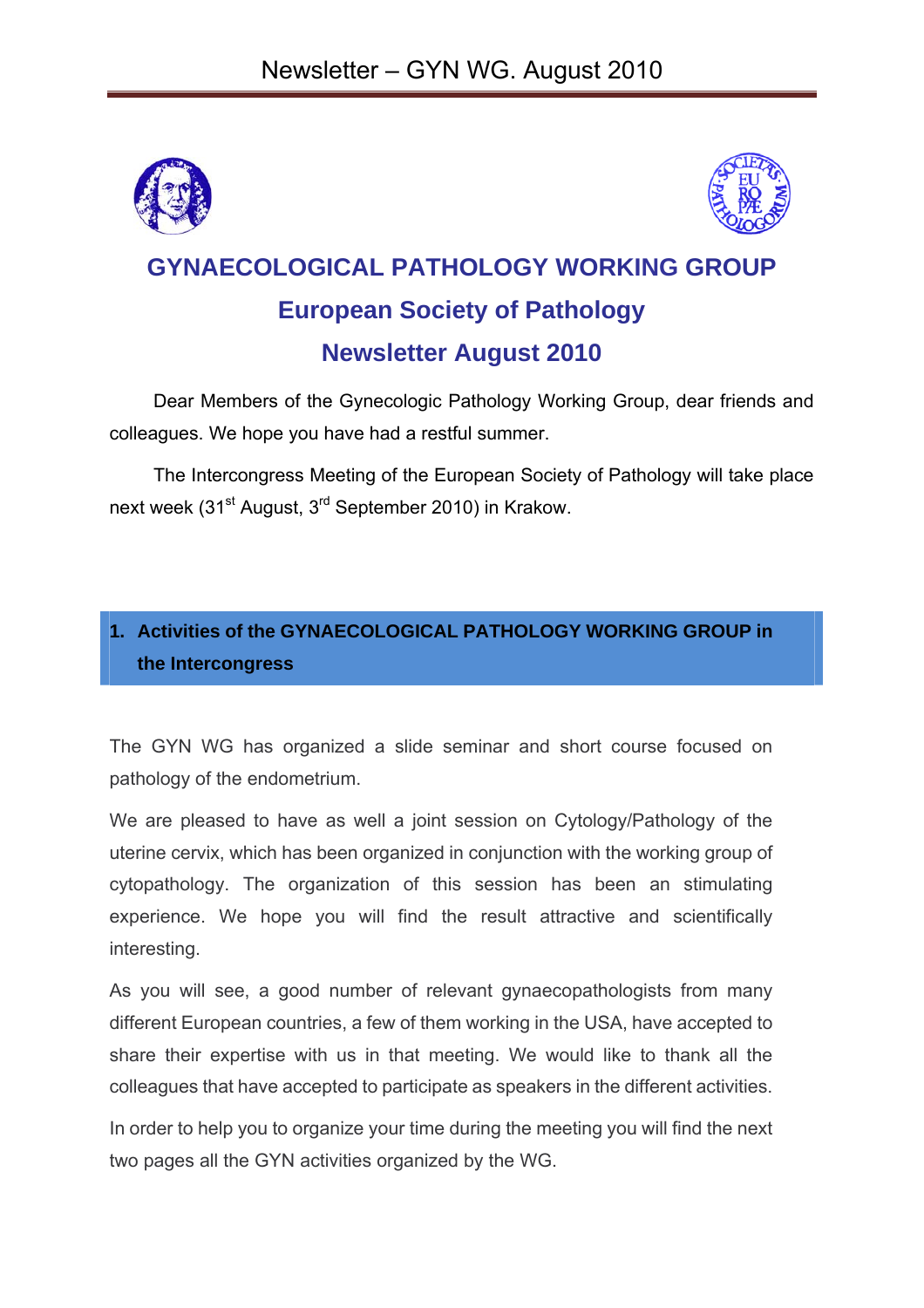# GYNAECOLOGICAL PATHOLOGY WORKING GROUP

## European Society of Pathology

## Newsletter August 2010

Dear Members of the Gynecologic Pathology Working Group, dear friends and colleagues. We hope you have had a restful summer.

The Intercongress Meeting of the European Society of Pathology will take place next week (31st August, 3rd September 2010) in Krakow.

## 1. Activities of the GYNAECOLOGICAL PATHOLOGY WORKING GROUP in the Intercongress

The GYN WG has organized a slide seminar and short course focused on pathology of the endometrium.

We are pleased to have as well a joint session on Cytology/Pathology of the uterine cervix, which has been organized in conjunction with the working group of cytopathology. The organization of this session has been an stimulating experience. We hope you will find the result attractive and scientifically interesting.

As you will see, a good number of relevant gynaecopathologists from many different European countries, a few of them working in the USA, have accepted to share their expertise with us in that meeting. We would like to thank all the colleagues that have accepted to participate as speakers in the different activities.

In order to help you to organize your time during the meeting you will find the next two pages all the GYN activities organized by the WG.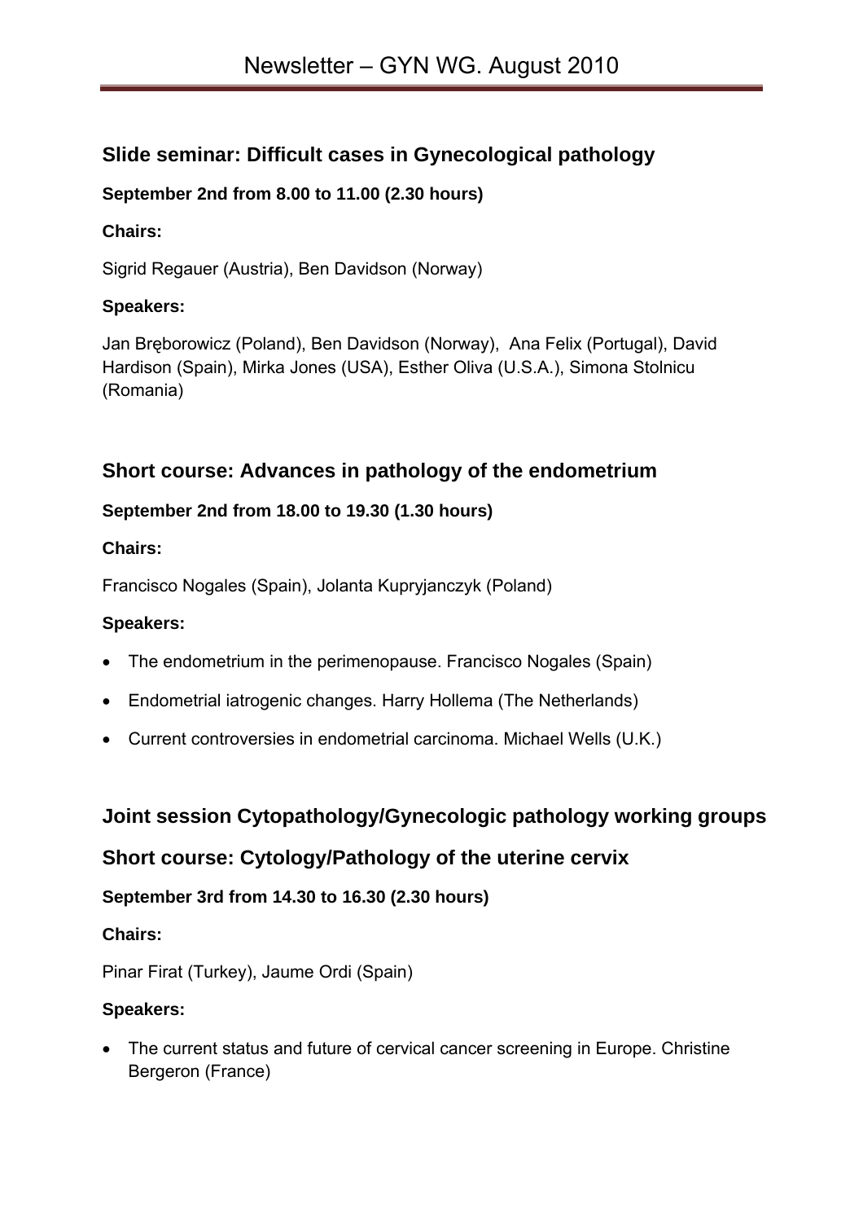## Slide seminar: Difficult cases in Gynecological pathology

**September 2nd from 8.00 to 11.00 (2.30 hours)**

**Chairs:**

Sigrid Regauer (Austria), Ben Davidson (Norway)

**Speakers:**

Jan Bręborowicz (Poland), Ben Davidson (Norway), Ana Felix (Portugal), David Hardison (Spain), Mirka Jones (USA), Esther Oliva (U.S.A.), Simona Stolnicu (Romania)

## Short course: Advances in pathology of the endometrium

**September 2nd from 18.00 to 19.30 (1.30 hours)**

**Chairs:**

Francisco Nogales (Spain), Jolanta Kupryjanczyk (Poland)

**Speakers:**

- The endometrium in the perimenopause. Francisco Nogales (Spain)
- Endometrial iatrogenic changes. Harry Hollema (The Netherlands)
- Current controversies in endometrial carcinoma. Michael Wells (U.K.)

## Joint session Cytopathology/Gynecologic pathology working groups

## Short course: Cytology/Pathology of the uterine cervix

**September 3rd from 14.30 to 16.30 (2.30 hours)**

**Chairs:**

Pinar Firat (Turkey), Jaume Ordi (Spain)

**Speakers:**

- The current status and future of cervical cancer screening in Europe. Christine Bergeron (France)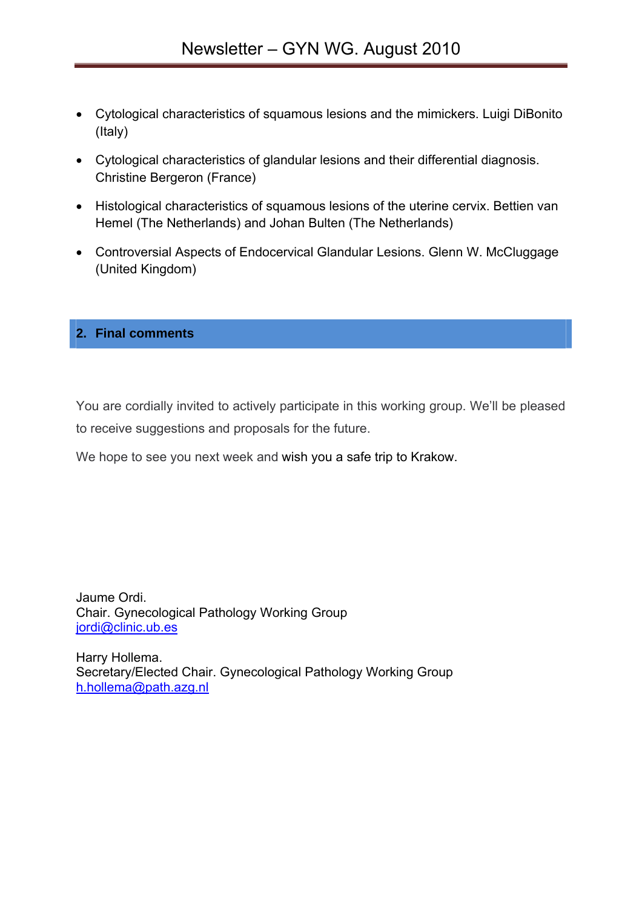- Cytological characteristics of squamous lesions and the mimickers. Luigi DiBonito (Italy)
- Cytological characteristics of glandular lesions and their differential diagnosis. Christine Bergeron (France)
- Histological characteristics of squamous lesions of the uterine cervix. Bettien van Hemel (The Netherlands) and Johan Bulten (The Netherlands)
- Controversial Aspects of Endocervical Glandular Lesions. Glenn W. McCluggage (United Kingdom)

## 2. Final comments

You are cordially invited to actively participate in this working group. We'll be pleased to receive suggestions and proposals for the future.

We hope to see you next week and wish you a safe trip to Krakow.

Jaume Ordi.
Chair. Gynecological Pathology Working Group
jordi@clinic.ub.es

Harry Hollema.
Secretary/Elected Chair. Gynecological Pathology Working Group
h.hollema@path.azg.nl